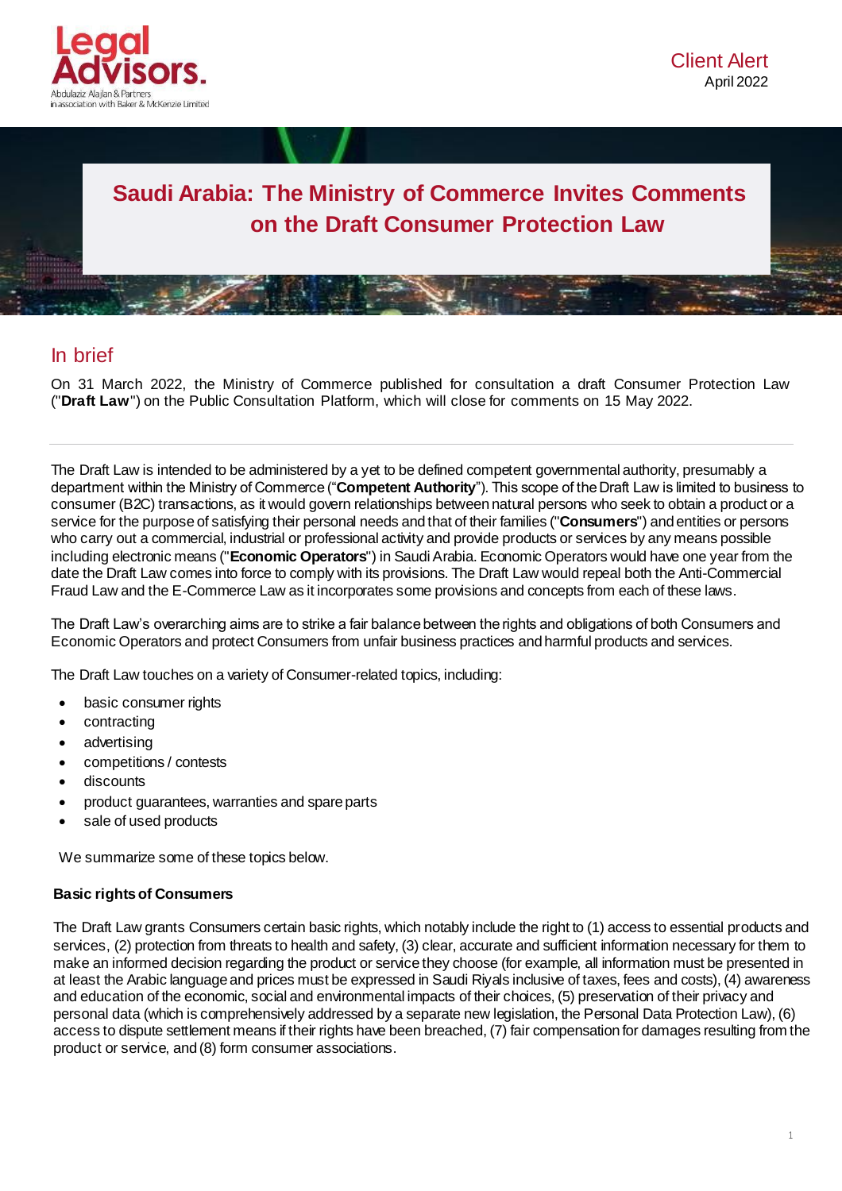Legal Advisors.
Abdulaziz Alajlan & Partners
in association with Baker & McKenzie Limited

Client Alert
April 2022

# Saudi Arabia: The Ministry of Commerce Invites Comments on the Draft Consumer Protection Law

## In brief

On 31 March 2022, the Ministry of Commerce published for consultation a draft Consumer Protection Law ("**Draft Law**") on the Public Consultation Platform, which will close for comments on 15 May 2022.

---

The Draft Law is intended to be administered by a yet to be defined competent governmental authority, presumably a department within the Ministry of Commerce ("**Competent Authority**"). This scope of the Draft Law is limited to business to consumer (B2C) transactions, as it would govern relationships between natural persons who seek to obtain a product or a service for the purpose of satisfying their personal needs and that of their families ("**Consumers**") and entities or persons who carry out a commercial, industrial or professional activity and provide products or services by any means possible including electronic means ("**Economic Operators**") in Saudi Arabia. Economic Operators would have one year from the date the Draft Law comes into force to comply with its provisions. The Draft Law would repeal both the Anti-Commercial Fraud Law and the E-Commerce Law as it incorporates some provisions and concepts from each of these laws.

The Draft Law's overarching aims are to strike a fair balance between the rights and obligations of both Consumers and Economic Operators and protect Consumers from unfair business practices and harmful products and services.

The Draft Law touches on a variety of Consumer-related topics, including:

- basic consumer rights
- contracting
- advertising
- competitions / contests
- discounts
- product guarantees, warranties and spare parts
- sale of used products

We summarize some of these topics below.

**Basic rights of Consumers**

The Draft Law grants Consumers certain basic rights, which notably include the right to (1) access to essential products and services, (2) protection from threats to health and safety, (3) clear, accurate and sufficient information necessary for them to make an informed decision regarding the product or service they choose (for example, all information must be presented in at least the Arabic language and prices must be expressed in Saudi Riyals inclusive of taxes, fees and costs), (4) awareness and education of the economic, social and environmental impacts of their choices, (5) preservation of their privacy and personal data (which is comprehensively addressed by a separate new legislation, the Personal Data Protection Law), (6) access to dispute settlement means if their rights have been breached, (7) fair compensation for damages resulting from the product or service, and (8) form consumer associations.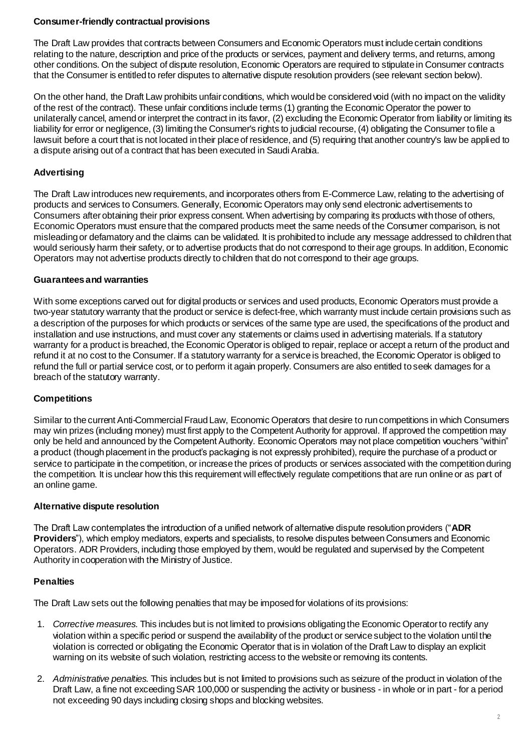### Consumer-friendly contractual provisions

The Draft Law provides that contracts between Consumers and Economic Operators must include certain conditions relating to the nature, description and price of the products or services, payment and delivery terms, and returns, among other conditions. On the subject of dispute resolution, Economic Operators are required to stipulate in Consumer contracts that the Consumer is entitled to refer disputes to alternative dispute resolution providers (see relevant section below).

On the other hand, the Draft Law prohibits unfair conditions, which would be considered void (with no impact on the validity of the rest of the contract). These unfair conditions include terms (1) granting the Economic Operator the power to unilaterally cancel, amend or interpret the contract in its favor, (2) excluding the Economic Operator from liability or limiting its liability for error or negligence, (3) limiting the Consumer's rights to judicial recourse, (4) obligating the Consumer to file a lawsuit before a court that is not located in their place of residence, and (5) requiring that another country's law be applied to a dispute arising out of a contract that has been executed in Saudi Arabia.

### Advertising

The Draft Law introduces new requirements, and incorporates others from E-Commerce Law, relating to the advertising of products and services to Consumers. Generally, Economic Operators may only send electronic advertisements to Consumers after obtaining their prior express consent. When advertising by comparing its products with those of others, Economic Operators must ensure that the compared products meet the same needs of the Consumer comparison, is not misleading or defamatory and the claims can be validated. It is prohibited to include any message addressed to children that would seriously harm their safety, or to advertise products that do not correspond to their age groups. In addition, Economic Operators may not advertise products directly to children that do not correspond to their age groups.

### Guarantees and warranties

With some exceptions carved out for digital products or services and used products, Economic Operators must provide a two-year statutory warranty that the product or service is defect-free, which warranty must include certain provisions such as a description of the purposes for which products or services of the same type are used, the specifications of the product and installation and use instructions, and must cover any statements or claims used in advertising materials. If a statutory warranty for a product is breached, the Economic Operator is obliged to repair, replace or accept a return of the product and refund it at no cost to the Consumer. If a statutory warranty for a service is breached, the Economic Operator is obliged to refund the full or partial service cost, or to perform it again properly. Consumers are also entitled to seek damages for a breach of the statutory warranty.

### Competitions

Similar to the current Anti-Commercial Fraud Law, Economic Operators that desire to run competitions in which Consumers may win prizes (including money) must first apply to the Competent Authority for approval. If approved the competition may only be held and announced by the Competent Authority. Economic Operators may not place competition vouchers "within" a product (though placement in the product's packaging is not expressly prohibited), require the purchase of a product or service to participate in the competition, or increase the prices of products or services associated with the competition during the competition. It is unclear how this this requirement will effectively regulate competitions that are run online or as part of an online game.

### Alternative dispute resolution

The Draft Law contemplates the introduction of a unified network of alternative dispute resolution providers ("**ADR Providers**"), which employ mediators, experts and specialists, to resolve disputes between Consumers and Economic Operators. ADR Providers, including those employed by them, would be regulated and supervised by the Competent Authority in cooperation with the Ministry of Justice.

### Penalties

The Draft Law sets out the following penalties that may be imposed for violations of its provisions:

1. *Corrective measures.* This includes but is not limited to provisions obligating the Economic Operator to rectify any violation within a specific period or suspend the availability of the product or service subject to the violation until the violation is corrected or obligating the Economic Operator that is in violation of the Draft Law to display an explicit warning on its website of such violation, restricting access to the website or removing its contents.

2. *Administrative penalties.* This includes but is not limited to provisions such as seizure of the product in violation of the Draft Law, a fine not exceeding SAR 100,000 or suspending the activity or business - in whole or in part - for a period not exceeding 90 days including closing shops and blocking websites.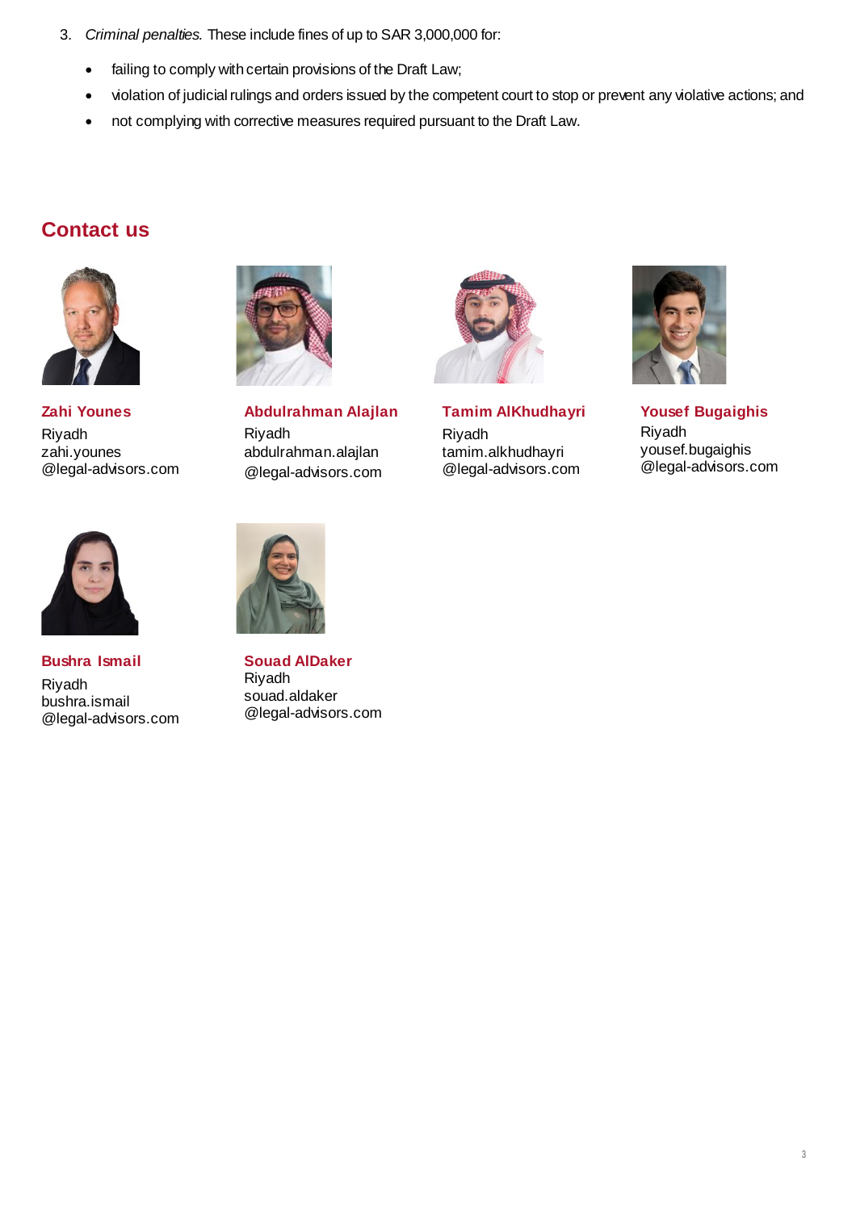3. *Criminal penalties.* These include fines of up to SAR 3,000,000 for:

- failing to comply with certain provisions of the Draft Law;
- violation of judicial rulings and orders issued by the competent court to stop or prevent any violative actions; and
- not complying with corrective measures required pursuant to the Draft Law.

## Contact us

**Zahi Younes**
Riyadh
zahi.younes
@legal-advisors.com

**Abdulrahman Alajlan**
Riyadh
abdulrahman.alajlan
@legal-advisors.com

**Tamim AlKhudhayri**
Riyadh
tamim.alkhudhayri
@legal-advisors.com

**Yousef Bugaighis**
Riyadh
yousef.bugaighis
@legal-advisors.com

**Bushra Ismail**
Riyadh
bushra.ismail
@legal-advisors.com

**Souad AlDaker**
Riyadh
souad.aldaker
@legal-advisors.com